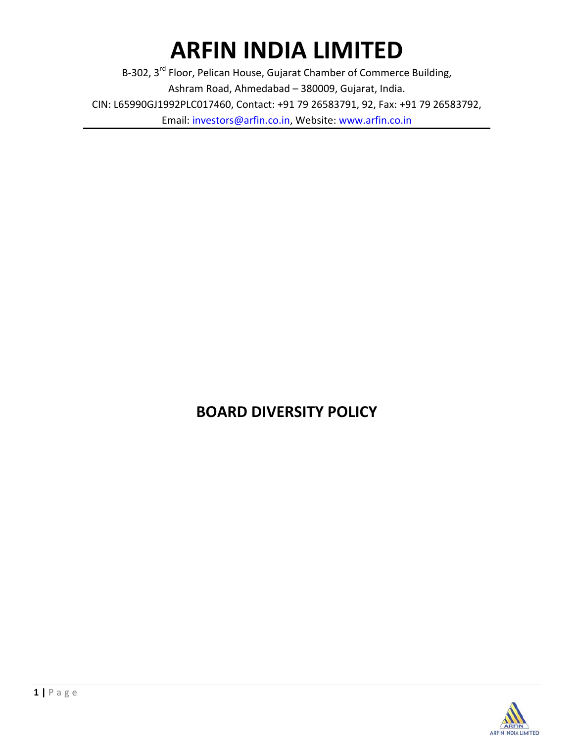# ARFIN INDIA LIMITED

B-302, 3rd Floor, Pelican House, Gujarat Chamber of Commerce Building,
Ashram Road, Ahmedabad – 380009, Gujarat, India.
CIN: L65990GJ1992PLC017460, Contact: +91 79 26583791, 92, Fax: +91 79 26583792,
Email: investors@arfin.co.in, Website: www.arfin.co.in

---

## BOARD DIVERSITY POLICY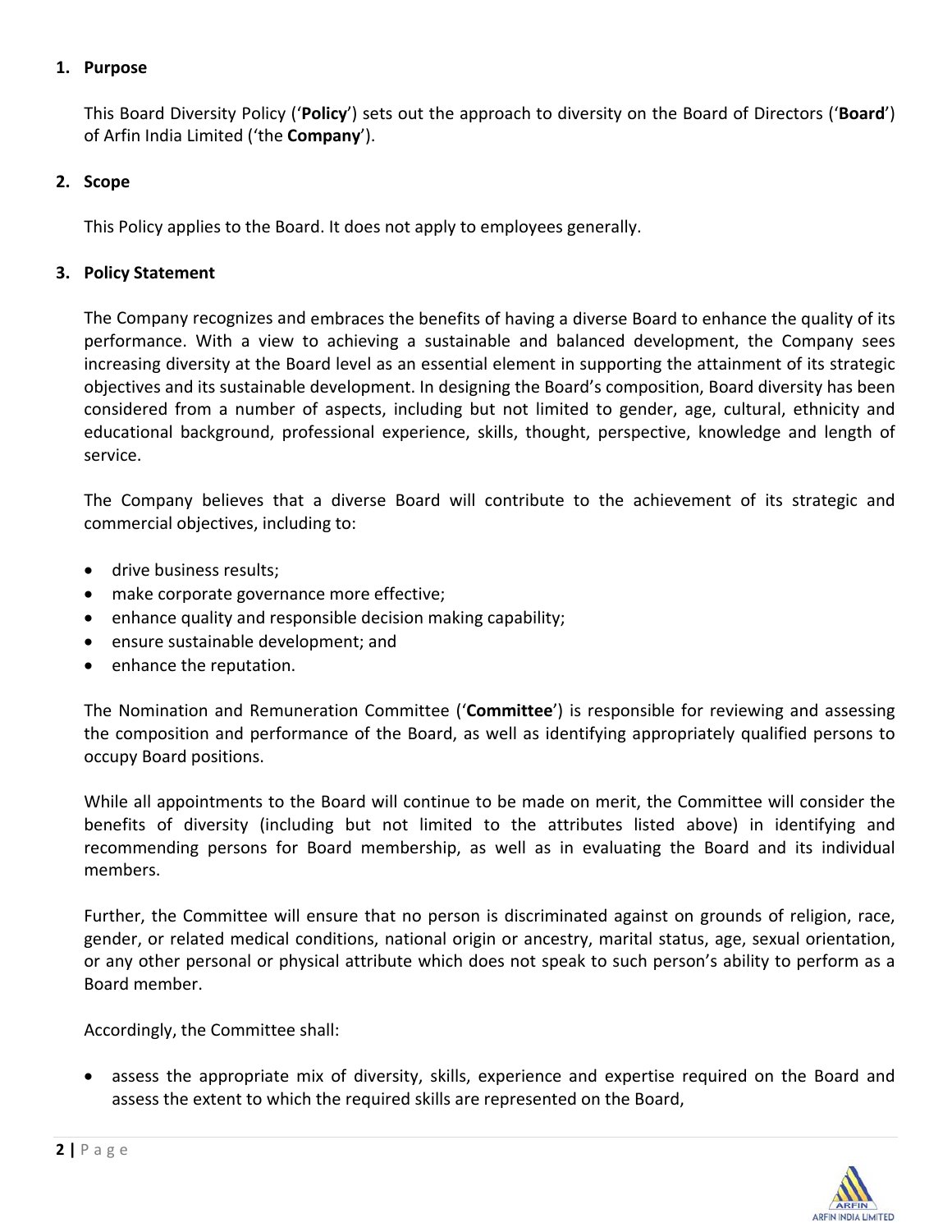## 1. Purpose

This Board Diversity Policy (‘**Policy**’) sets out the approach to diversity on the Board of Directors (‘**Board**’) of Arfin India Limited (‘the **Company**’).

## 2. Scope

This Policy applies to the Board. It does not apply to employees generally.

## 3. Policy Statement

The Company recognizes and embraces the benefits of having a diverse Board to enhance the quality of its performance. With a view to achieving a sustainable and balanced development, the Company sees increasing diversity at the Board level as an essential element in supporting the attainment of its strategic objectives and its sustainable development. In designing the Board’s composition, Board diversity has been considered from a number of aspects, including but not limited to gender, age, cultural, ethnicity and educational background, professional experience, skills, thought, perspective, knowledge and length of service.

The Company believes that a diverse Board will contribute to the achievement of its strategic and commercial objectives, including to:

- drive business results;
- make corporate governance more effective;
- enhance quality and responsible decision making capability;
- ensure sustainable development; and
- enhance the reputation.

The Nomination and Remuneration Committee (‘**Committee**’) is responsible for reviewing and assessing the composition and performance of the Board, as well as identifying appropriately qualified persons to occupy Board positions.

While all appointments to the Board will continue to be made on merit, the Committee will consider the benefits of diversity (including but not limited to the attributes listed above) in identifying and recommending persons for Board membership, as well as in evaluating the Board and its individual members.

Further, the Committee will ensure that no person is discriminated against on grounds of religion, race, gender, or related medical conditions, national origin or ancestry, marital status, age, sexual orientation, or any other personal or physical attribute which does not speak to such person’s ability to perform as a Board member.

Accordingly, the Committee shall:

- assess the appropriate mix of diversity, skills, experience and expertise required on the Board and assess the extent to which the required skills are represented on the Board,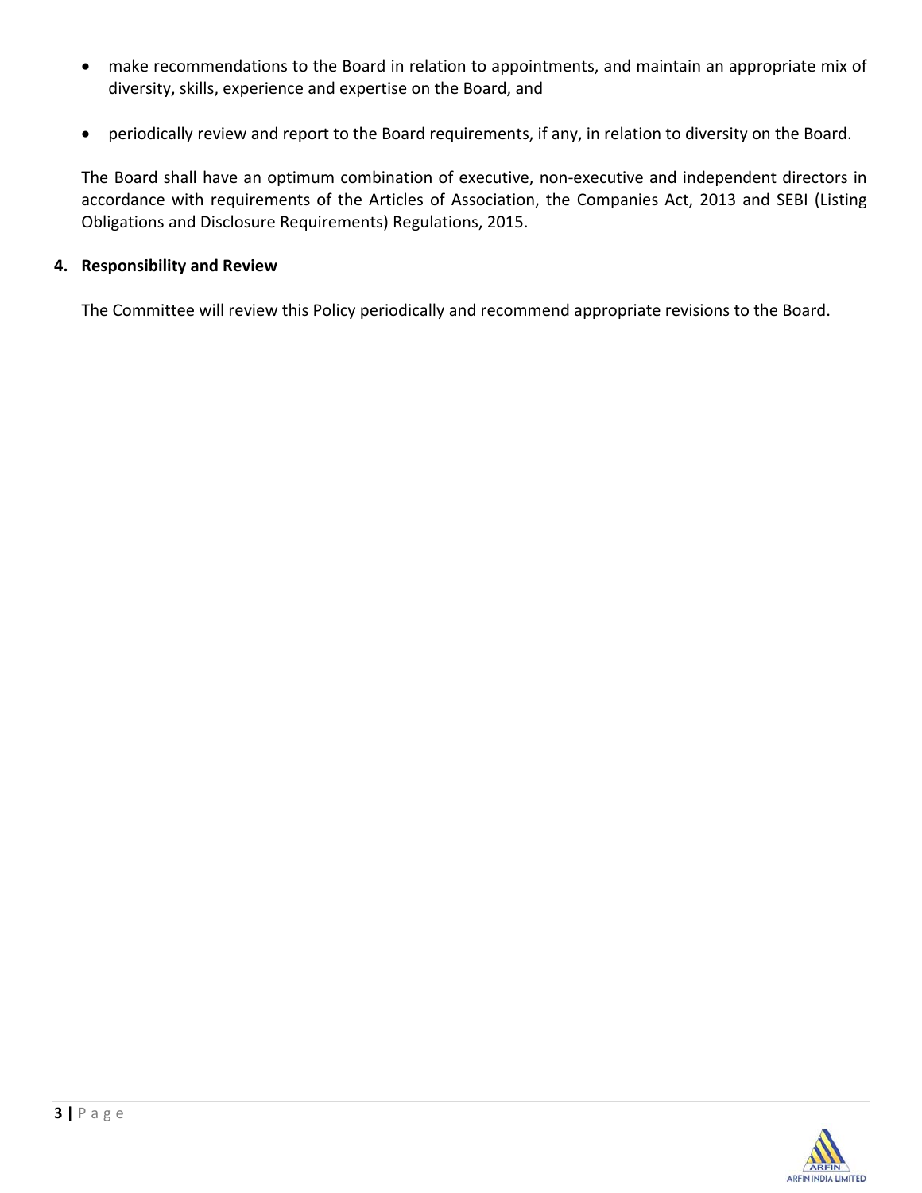- make recommendations to the Board in relation to appointments, and maintain an appropriate mix of diversity, skills, experience and expertise on the Board, and
- periodically review and report to the Board requirements, if any, in relation to diversity on the Board.

The Board shall have an optimum combination of executive, non-executive and independent directors in accordance with requirements of the Articles of Association, the Companies Act, 2013 and SEBI (Listing Obligations and Disclosure Requirements) Regulations, 2015.

## 4. Responsibility and Review

The Committee will review this Policy periodically and recommend appropriate revisions to the Board.